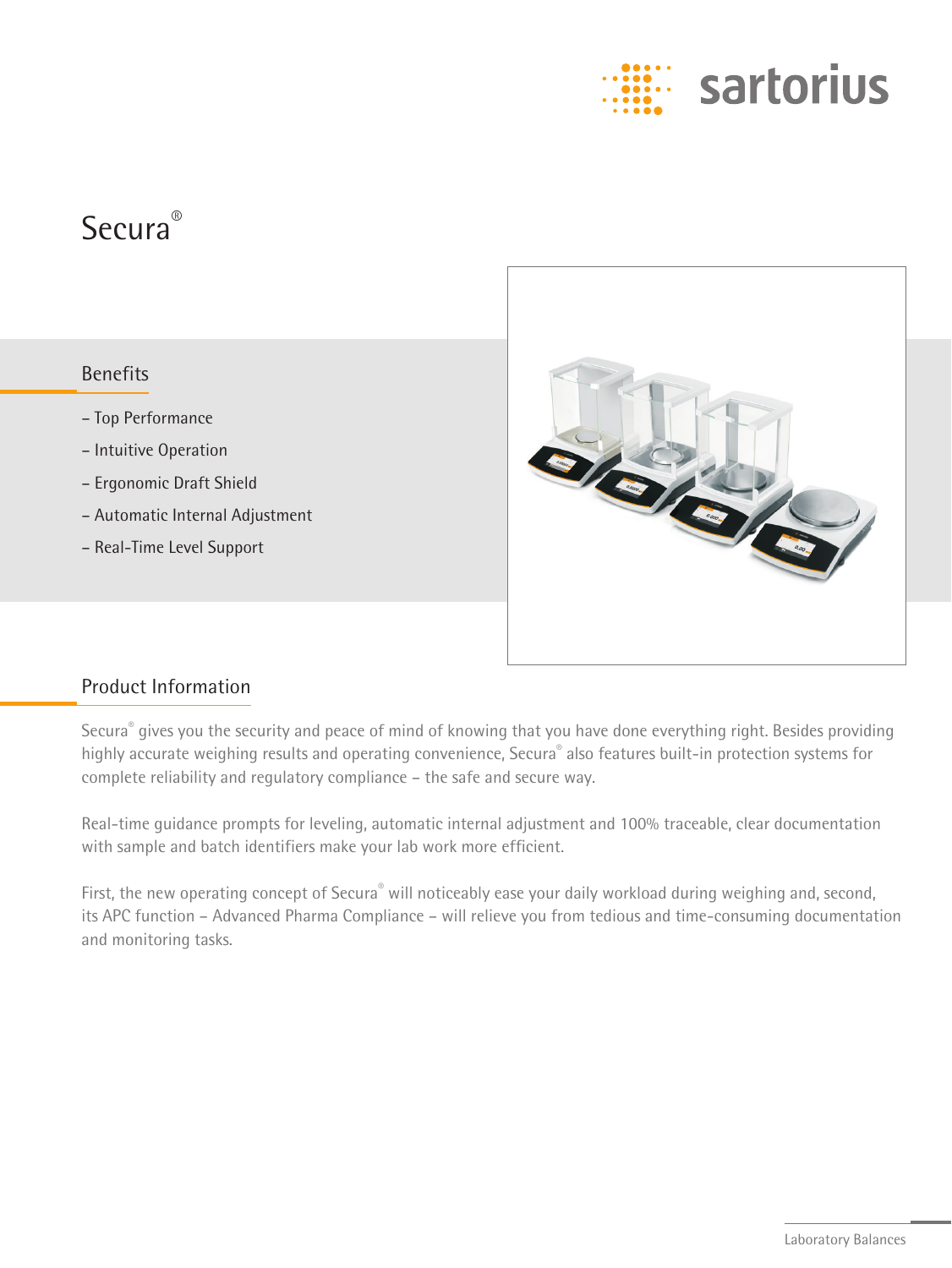sartorius

# Secura®

## Benefits

- Top Performance
- Intuitive Operation
- Ergonomic Draft Shield
- Automatic Internal Adjustment
- Real-Time Level Support

## Product Information

Secura® gives you the security and peace of mind of knowing that you have done everything right. Besides providing highly accurate weighing results and operating convenience, Secura® also features built-in protection systems for complete reliability and regulatory compliance – the safe and secure way.

Real-time guidance prompts for leveling, automatic internal adjustment and 100% traceable, clear documentation with sample and batch identifiers make your lab work more efficient.

First, the new operating concept of Secura® will noticeably ease your daily workload during weighing and, second, its APC function – Advanced Pharma Compliance – will relieve you from tedious and time-consuming documentation and monitoring tasks.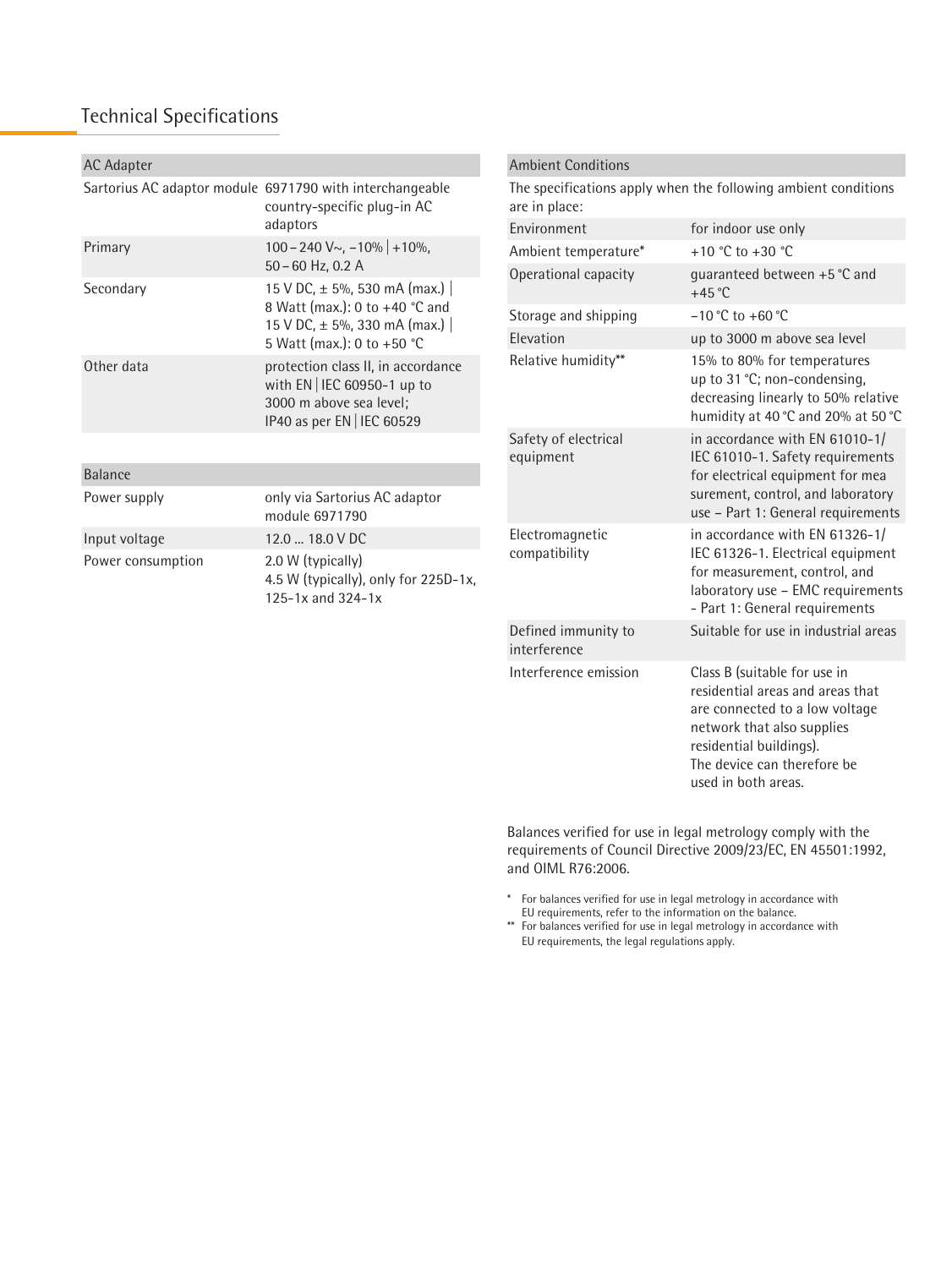## Technical Specifications

| AC Adapter | |
|---|---|
| Sartorius AC adaptor module | 6971790 with interchangeable country-specific plug-in AC adaptors |
| Primary | 100 – 240 V~, –10% \| +10%, 50 – 60 Hz, 0.2 A |
| Secondary | 15 V DC, ± 5%, 530 mA (max.) \| 8 Watt (max.): 0 to +40 °C and 15 V DC, ± 5%, 330 mA (max.) \| 5 Watt (max.): 0 to +50 °C |
| Other data | protection class II, in accordance with EN \| IEC 60950-1 up to 3000 m above sea level; IP40 as per EN \| IEC 60529 |

| Balance | |
|---|---|
| Power supply | only via Sartorius AC adaptor module 6971790 |
| Input voltage | 12.0 ... 18.0 V DC |
| Power consumption | 2.0 W (typically) 4.5 W (typically), only for 225D-1x, 125-1x and 324-1x |

| Ambient Conditions | |
|---|---|
| The specifications apply when the following ambient conditions are in place: | |
| Environment | for indoor use only |
| Ambient temperature* | +10 °C to +30 °C |
| Operational capacity | guaranteed between +5 °C and +45 °C |
| Storage and shipping | –10 °C to +60 °C |
| Elevation | up to 3000 m above sea level |
| Relative humidity** | 15% to 80% for temperatures up to 31 °C; non-condensing, decreasing linearly to 50% relative humidity at 40 °C and 20% at 50 °C |
| Safety of electrical equipment | in accordance with EN 61010-1/ IEC 61010-1. Safety requirements for electrical equipment for measurement, control, and laboratory use – Part 1: General requirements |
| Electromagnetic compatibility | in accordance with EN 61326-1/ IEC 61326-1. Electrical equipment for measurement, control, and laboratory use – EMC requirements - Part 1: General requirements |
| Defined immunity to interference | Suitable for use in industrial areas |
| Interference emission | Class B (suitable for use in residential areas and areas that are connected to a low voltage network that also supplies residential buildings). The device can therefore be used in both areas. |

Balances verified for use in legal metrology comply with the requirements of Council Directive 2009/23/EC, EN 45501:1992, and OIML R76:2006.

\* For balances verified for use in legal metrology in accordance with EU requirements, refer to the information on the balance.

\*\* For balances verified for use in legal metrology in accordance with EU requirements, the legal regulations apply.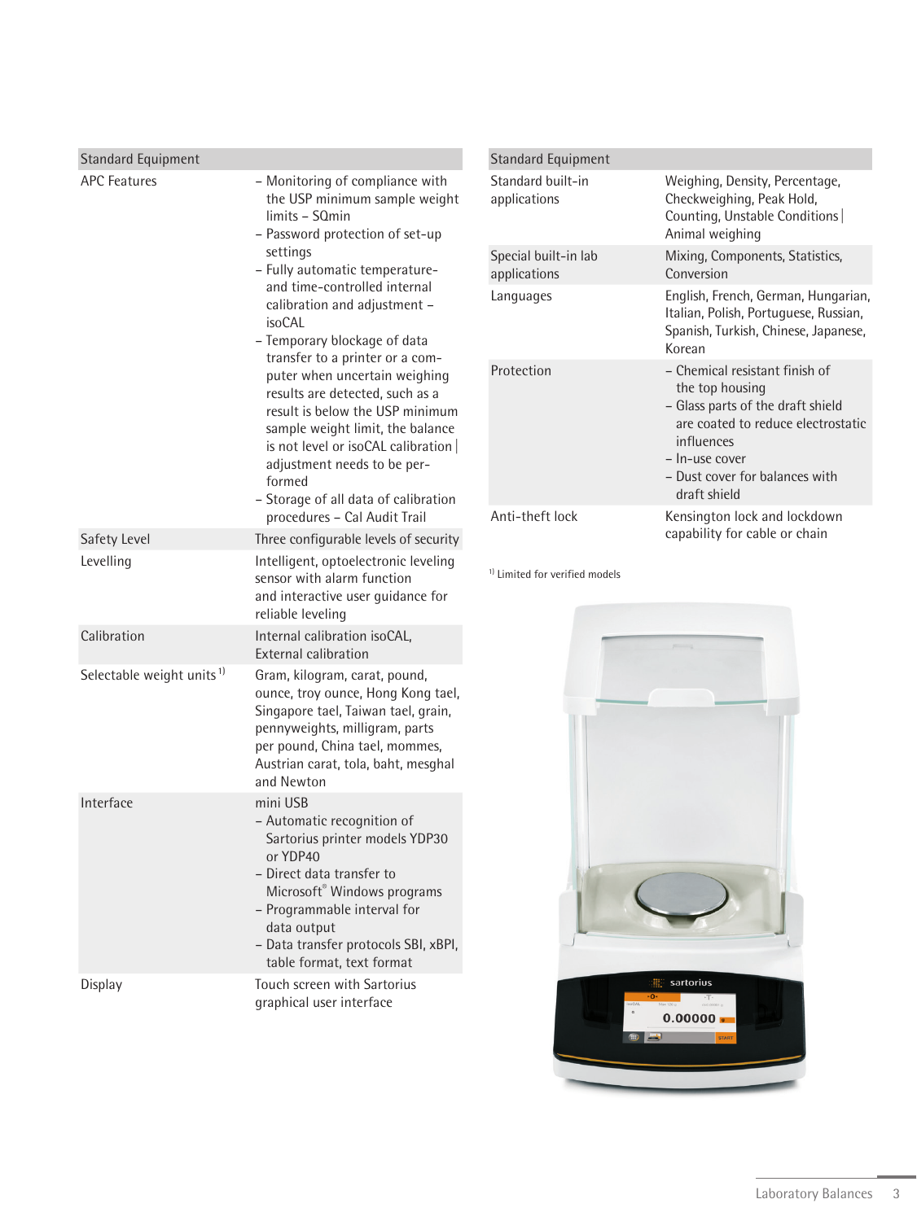| Standard Equipment | |
|---|---|
| APC Features | – Monitoring of compliance with the USP minimum sample weight limits – SQmin<br>– Password protection of set-up settings<br>– Fully automatic temperature- and time-controlled internal calibration and adjustment – isoCAL<br>– Temporary blockage of data transfer to a printer or a computer when uncertain weighing results are detected, such as a result is below the USP minimum sample weight limit, the balance is not level or isoCAL calibration \| adjustment needs to be performed<br>– Storage of all data of calibration procedures – Cal Audit Trail |
| Safety Level | Three configurable levels of security |
| Levelling | Intelligent, optoelectronic leveling sensor with alarm function and interactive user guidance for reliable leveling |
| Calibration | Internal calibration isoCAL, External calibration |
| Selectable weight units [1] | Gram, kilogram, carat, pound, ounce, troy ounce, Hong Kong tael, Singapore tael, Taiwan tael, grain, pennyweights, milligram, parts per pound, China tael, mommes, Austrian carat, tola, baht, mesghal and Newton |
| Interface | mini USB<br>– Automatic recognition of Sartorius printer models YDP30 or YDP40<br>– Direct data transfer to Microsoft® Windows programs<br>– Programmable interval for data output<br>– Data transfer protocols SBI, xBPI, table format, text format |
| Display | Touch screen with Sartorius graphical user interface |

| Standard Equipment | |
|---|---|
| Standard built-in applications | Weighing, Density, Percentage, Checkweighing, Peak Hold, Counting, Unstable Conditions \| Animal weighing |
| Special built-in lab applications | Mixing, Components, Statistics, Conversion |
| Languages | English, French, German, Hungarian, Italian, Polish, Portuguese, Russian, Spanish, Turkish, Chinese, Japanese, Korean |
| Protection | – Chemical resistant finish of the top housing<br>– Glass parts of the draft shield are coated to reduce electrostatic influences<br>– In-use cover<br>– Dust cover for balances with draft shield |
| Anti-theft lock | Kensington lock and lockdown capability for cable or chain |

[1] Limited for verified models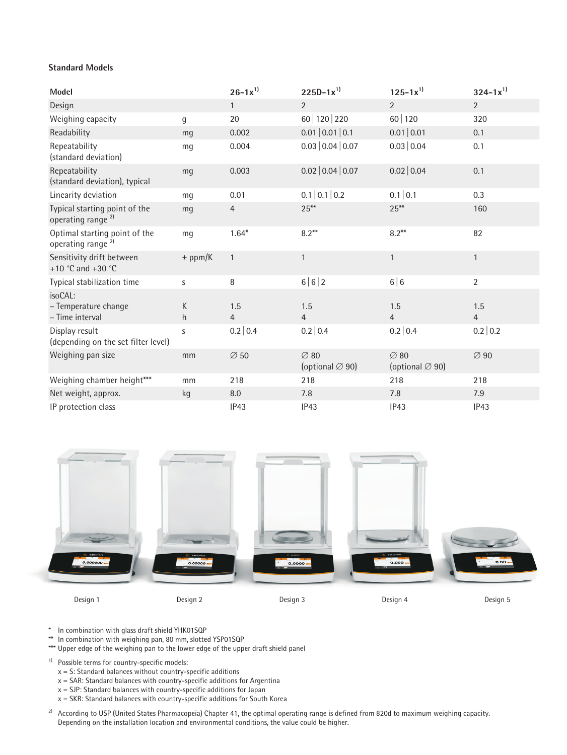### Standard Models

| Model | | 26-1x[1] | 225D-1x[1] | 125-1x[1] | 324-1x[1] |
|---|---|---|---|---|---|
| Design | | 1 | 2 | 2 | 2 |
| Weighing capacity | g | 20 | 60 \| 120 \| 220 | 60 \| 120 | 320 |
| Readability | mg | 0.002 | 0.01 \| 0.01 \| 0.1 | 0.01 \| 0.01 | 0.1 |
| Repeatability (standard deviation) | mg | 0.004 | 0.03 \| 0.04 \| 0.07 | 0.03 \| 0.04 | 0.1 |
| Repeatability (standard deviation), typical | mg | 0.003 | 0.02 \| 0.04 \| 0.07 | 0.02 \| 0.04 | 0.1 |
| Linearity deviation | mg | 0.01 | 0.1 \| 0.1 \| 0.2 | 0.1 \| 0.1 | 0.3 |
| Typical starting point of the operating range [2] | mg | 4 | 25** | 25** | 160 |
| Optimal starting point of the operating range [2] | mg | 1.64* | 8.2** | 8.2** | 82 |
| Sensitivity drift between +10 °C and +30 °C | ± ppm/K | 1 | 1 | 1 | 1 |
| Typical stabilization time | s | 8 | 6 \| 6 \| 2 | 6 \| 6 | 2 |
| isoCAL:<br>– Temperature change<br>– Time interval | <br>K<br>h | <br>1.5<br>4 | <br>1.5<br>4 | <br>1.5<br>4 | <br>1.5<br>4 |
| Display result (depending on the set filter level) | s | 0.2 \| 0.4 | 0.2 \| 0.4 | 0.2 \| 0.4 | 0.2 \| 0.2 |
| Weighing pan size | mm | ∅ 50 | ∅ 80 (optional ∅ 90) | ∅ 80 (optional ∅ 90) | ∅ 90 |
| Weighing chamber height*** | mm | 218 | 218 | 218 | 218 |
| Net weight, approx. | kg | 8.0 | 7.8 | 7.8 | 7.9 |
| IP protection class | | IP43 | IP43 | IP43 | IP43 |

Design 1 Design 2 Design 3 Design 4 Design 5

\* In combination with glass draft shield YHK01SQP
** In combination with weighing pan, 80 mm, slotted YSP01SQP
*** Upper edge of the weighing pan to the lower edge of the upper draft shield panel

[1] Possible terms for country-specific models:
x = S: Standard balances without country-specific additions
x = SAR: Standard balances with country-specific additions for Argentina
x = SJP: Standard balances with country-specific additions for Japan
x = SKR: Standard balances with country-specific additions for South Korea

[2] According to USP (United States Pharmacopeia) Chapter 41, the optimal operating range is defined from 820d to maximum weighing capacity. Depending on the installation location and environmental conditions, the value could be higher.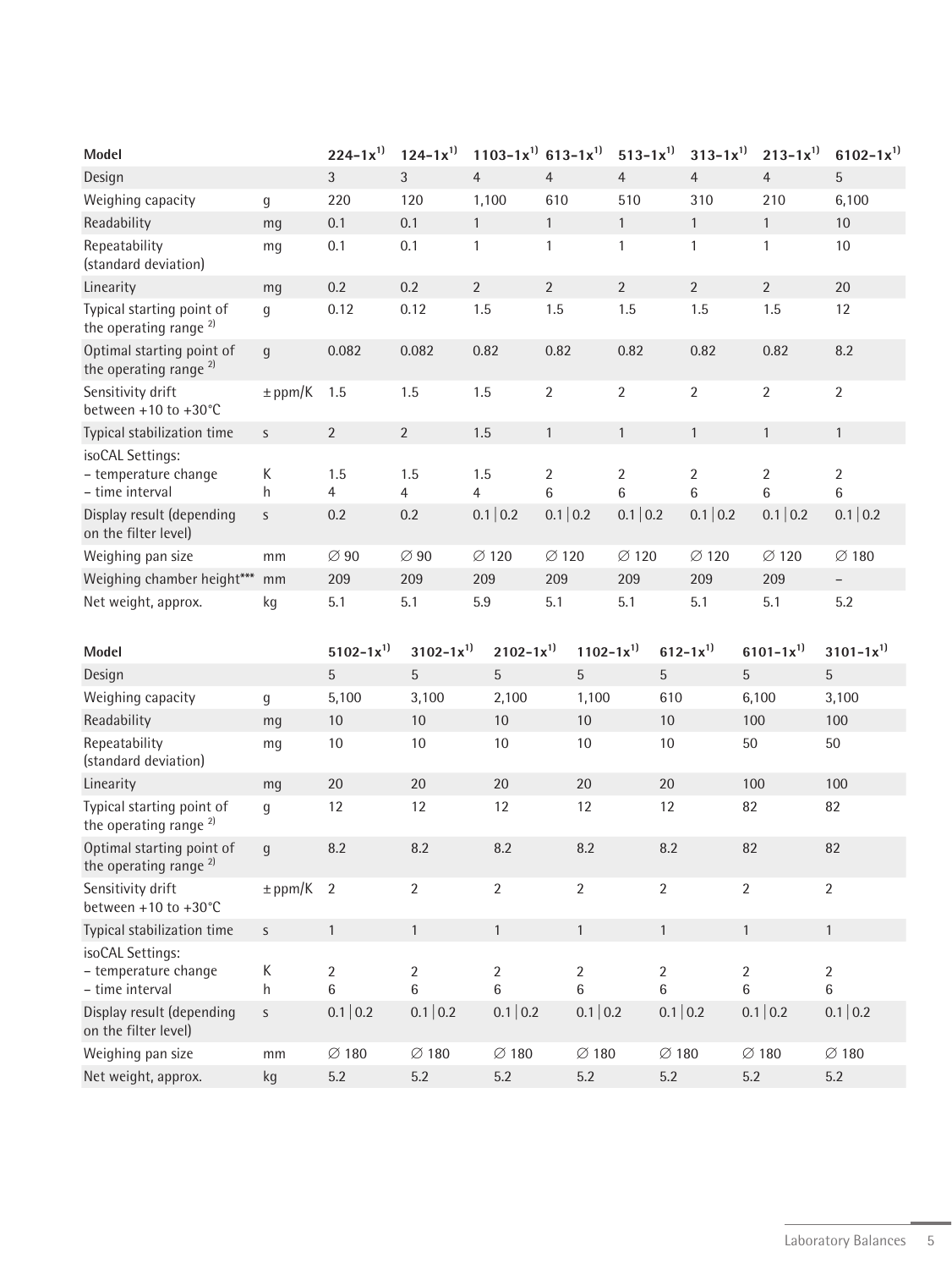| Model | | 224-1x[1)] | 124-1x[1)] | 1103-1x[1)] | 613-1x[1)] | 513-1x[1)] | 313-1x[1)] | 213-1x[1)] | 6102-1x[1)] |
|---|---|---|---|---|---|---|---|---|---|
| Design | | 3 | 3 | 4 | 4 | 4 | 4 | 4 | 5 |
| Weighing capacity | g | 220 | 120 | 1,100 | 610 | 510 | 310 | 210 | 6,100 |
| Readability | mg | 0.1 | 0.1 | 1 | 1 | 1 | 1 | 1 | 10 |
| Repeatability (standard deviation) | mg | 0.1 | 0.1 | 1 | 1 | 1 | 1 | 1 | 10 |
| Linearity | mg | 0.2 | 0.2 | 2 | 2 | 2 | 2 | 2 | 20 |
| Typical starting point of the operating range [2)] | g | 0.12 | 0.12 | 1.5 | 1.5 | 1.5 | 1.5 | 1.5 | 12 |
| Optimal starting point of the operating range [2)] | g | 0.082 | 0.082 | 0.82 | 0.82 | 0.82 | 0.82 | 0.82 | 8.2 |
| Sensitivity drift between +10 to +30°C | ± ppm/K | 1.5 | 1.5 | 1.5 | 2 | 2 | 2 | 2 | 2 |
| Typical stabilization time | s | 2 | 2 | 1.5 | 1 | 1 | 1 | 1 | 1 |
| isoCAL Settings: – temperature change – time interval | K h | 1.5 4 | 1.5 4 | 1.5 4 | 2 6 | 2 6 | 2 6 | 2 6 | 2 6 |
| Display result (depending on the filter level) | s | 0.2 | 0.2 | 0.1 \| 0.2 | 0.1 \| 0.2 | 0.1 \| 0.2 | 0.1 \| 0.2 | 0.1 \| 0.2 | 0.1 \| 0.2 |
| Weighing pan size | mm | ∅ 90 | ∅ 90 | ∅ 120 | ∅ 120 | ∅ 120 | ∅ 120 | ∅ 120 | ∅ 180 |
| Weighing chamber height*** | mm | 209 | 209 | 209 | 209 | 209 | 209 | 209 | – |
| Net weight, approx. | kg | 5.1 | 5.1 | 5.9 | 5.1 | 5.1 | 5.1 | 5.1 | 5.2 |

| Model | | 5102-1x[1)] | 3102-1x[1)] | 2102-1x[1)] | 1102-1x[1)] | 612-1x[1)] | 6101-1x[1)] | 3101-1x[1)] |
|---|---|---|---|---|---|---|---|---|
| Design | | 5 | 5 | 5 | 5 | 5 | 5 | 5 |
| Weighing capacity | g | 5,100 | 3,100 | 2,100 | 1,100 | 610 | 6,100 | 3,100 |
| Readability | mg | 10 | 10 | 10 | 10 | 10 | 100 | 100 |
| Repeatability (standard deviation) | mg | 10 | 10 | 10 | 10 | 10 | 50 | 50 |
| Linearity | mg | 20 | 20 | 20 | 20 | 20 | 100 | 100 |
| Typical starting point of the operating range [2)] | g | 12 | 12 | 12 | 12 | 12 | 82 | 82 |
| Optimal starting point of the operating range [2)] | g | 8.2 | 8.2 | 8.2 | 8.2 | 8.2 | 82 | 82 |
| Sensitivity drift between +10 to +30°C | ± ppm/K | 2 | 2 | 2 | 2 | 2 | 2 | 2 |
| Typical stabilization time | s | 1 | 1 | 1 | 1 | 1 | 1 | 1 |
| isoCAL Settings: – temperature change – time interval | K h | 2 6 | 2 6 | 2 6 | 2 6 | 2 6 | 2 6 | 2 6 |
| Display result (depending on the filter level) | s | 0.1 \| 0.2 | 0.1 \| 0.2 | 0.1 \| 0.2 | 0.1 \| 0.2 | 0.1 \| 0.2 | 0.1 \| 0.2 | 0.1 \| 0.2 |
| Weighing pan size | mm | ∅ 180 | ∅ 180 | ∅ 180 | ∅ 180 | ∅ 180 | ∅ 180 | ∅ 180 |
| Net weight, approx. | kg | 5.2 | 5.2 | 5.2 | 5.2 | 5.2 | 5.2 | 5.2 |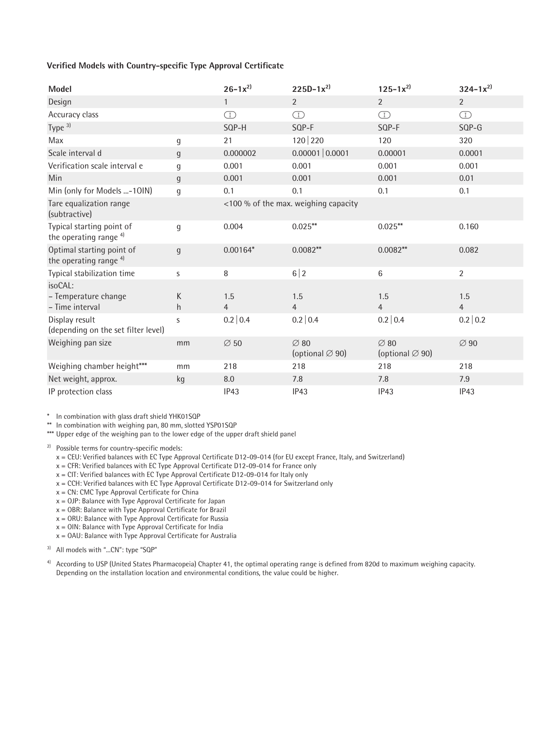### Verified Models with Country-specific Type Approval Certificate

| Model | | 26-1x[2)] | 225D-1x[2)] | 125-1x[2)] | 324-1x[2)] |
|---|---|---|---|---|---|
| Design | | 1 | 2 | 2 | 2 |
| Accuracy class | | Ⓘ | Ⓘ | Ⓘ | Ⓘ |
| Type [3)] | | SQP-H | SQP-F | SQP-F | SQP-G |
| Max | g | 21 | 120 \| 220 | 120 | 320 |
| Scale interval d | g | 0.000002 | 0.00001 \| 0.0001 | 0.00001 | 0.0001 |
| Verification scale interval e | g | 0.001 | 0.001 | 0.001 | 0.001 |
| Min | g | 0.001 | 0.001 | 0.001 | 0.01 |
| Min (only for Models ...-1OIN) | g | 0.1 | 0.1 | 0.1 | 0.1 |
| Tare equalization range (subtractive) | | <100 % of the max. weighing capacity | | | |
| Typical starting point of the operating range [4)] | g | 0.004 | 0.025** | 0.025** | 0.160 |
| Optimal starting point of the operating range [4)] | g | 0.00164* | 0.0082** | 0.0082** | 0.082 |
| Typical stabilization time | s | 8 | 6 \| 2 | 6 | 2 |
| isoCAL: | | | | | |
| – Temperature change | K | 1.5 | 1.5 | 1.5 | 1.5 |
| – Time interval | h | 4 | 4 | 4 | 4 |
| Display result (depending on the set filter level) | s | 0.2 \| 0.4 | 0.2 \| 0.4 | 0.2 \| 0.4 | 0.2 \| 0.2 |
| Weighing pan size | mm | ∅ 50 | ∅ 80 (optional ∅ 90) | ∅ 80 (optional ∅ 90) | ∅ 90 |
| Weighing chamber height*** | mm | 218 | 218 | 218 | 218 |
| Net weight, approx. | kg | 8.0 | 7.8 | 7.8 | 7.9 |
| IP protection class | | IP43 | IP43 | IP43 | IP43 |

\* In combination with glass draft shield YHK01SQP
** In combination with weighing pan, 80 mm, slotted YSP01SQP
*** Upper edge of the weighing pan to the lower edge of the upper draft shield panel

[2)] Possible terms for country-specific models:
x = CEU: Verified balances with EC Type Approval Certificate D12-09-014 (for EU except France, Italy, and Switzerland)
x = CFR: Verified balances with EC Type Approval Certificate D12-09-014 for France only
x = CIT: Verified balances with EC Type Approval Certificate D12-09-014 for Italy only
x = CCH: Verified balances with EC Type Approval Certificate D12-09-014 for Switzerland only
x = CN: CMC Type Approval Certificate for China
x = OJP: Balance with Type Approval Certificate for Japan
x = OBR: Balance with Type Approval Certificate for Brazil
x = ORU: Balance with Type Approval Certificate for Russia
x = OIN: Balance with Type Approval Certificate for India
x = OAU: Balance with Type Approval Certificate for Australia

[3)] All models with "...CN": type "SQP"

[4)] According to USP (United States Pharmacopeia) Chapter 41, the optimal operating range is defined from 820d to maximum weighing capacity. Depending on the installation location and environmental conditions, the value could be higher.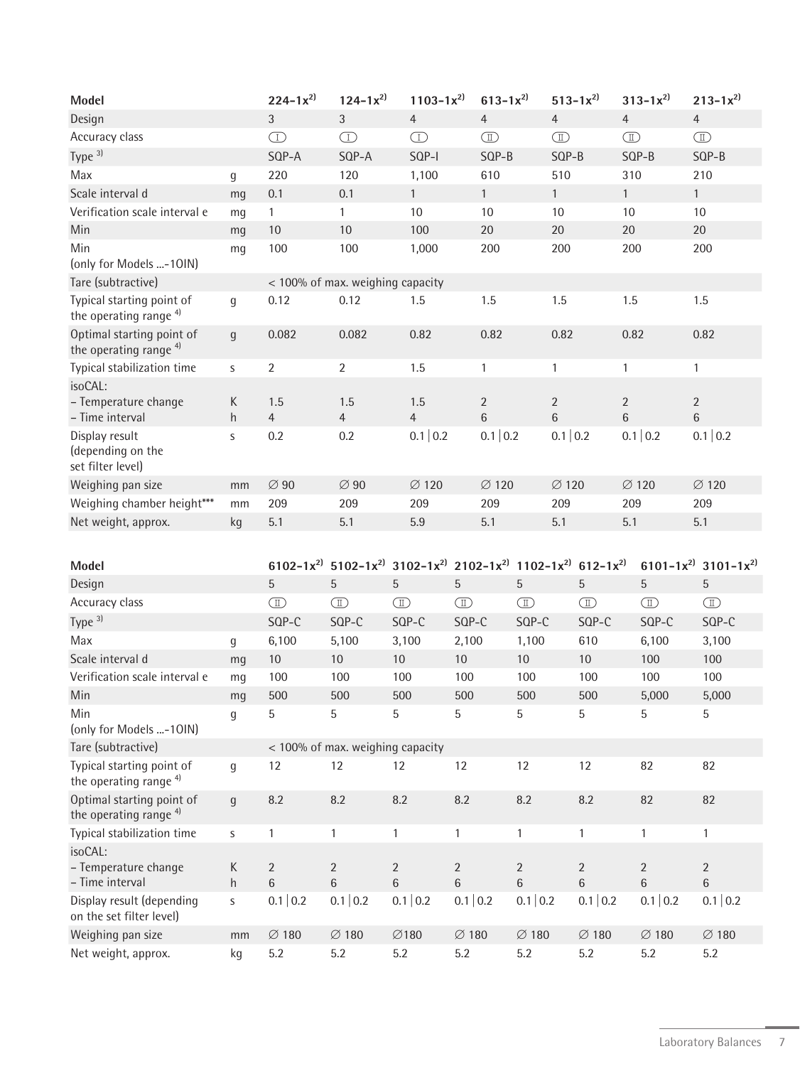| Model | | 224-1x2) | 124-1x2) | 1103-1x2) | 613-1x2) | 513-1x2) | 313-1x2) | 213-1x2) |
|---|---|---|---|---|---|---|---|---|
| Design | | 3 | 3 | 4 | 4 | 4 | 4 | 4 |
| Accuracy class | | Ⓘ | Ⓘ | Ⓘ | Ⓘⓘ | Ⓘⓘ | Ⓘⓘ | Ⓘⓘ |
| Type 3) | | SQP-A | SQP-A | SQP-I | SQP-B | SQP-B | SQP-B | SQP-B |
| Max | g | 220 | 120 | 1,100 | 610 | 510 | 310 | 210 |
| Scale interval d | mg | 0.1 | 0.1 | 1 | 1 | 1 | 1 | 1 |
| Verification scale interval e | mg | 1 | 1 | 10 | 10 | 10 | 10 | 10 |
| Min | mg | 10 | 10 | 100 | 20 | 20 | 20 | 20 |
| Min (only for Models ...-1OIN) | mg | 100 | 100 | 1,000 | 200 | 200 | 200 | 200 |
| Tare (subtractive) | | < 100% of max. weighing capacity | | | | | | |
| Typical starting point of the operating range 4) | g | 0.12 | 0.12 | 1.5 | 1.5 | 1.5 | 1.5 | 1.5 |
| Optimal starting point of the operating range 4) | g | 0.082 | 0.082 | 0.82 | 0.82 | 0.82 | 0.82 | 0.82 |
| Typical stabilization time | s | 2 | 2 | 1.5 | 1 | 1 | 1 | 1 |
| isoCAL: – Temperature change | K | 1.5 | 1.5 | 1.5 | 2 | 2 | 2 | 2 |
| – Time interval | h | 4 | 4 | 4 | 6 | 6 | 6 | 6 |
| Display result (depending on the set filter level) | s | 0.2 | 0.2 | 0.1 \| 0.2 | 0.1 \| 0.2 | 0.1 \| 0.2 | 0.1 \| 0.2 | 0.1 \| 0.2 |
| Weighing pan size | mm | ∅ 90 | ∅ 90 | ∅ 120 | ∅ 120 | ∅ 120 | ∅ 120 | ∅ 120 |
| Weighing chamber height*** | mm | 209 | 209 | 209 | 209 | 209 | 209 | 209 |
| Net weight, approx. | kg | 5.1 | 5.1 | 5.9 | 5.1 | 5.1 | 5.1 | 5.1 |

| Model | | 6102-1x2) | 5102-1x2) | 3102-1x2) | 2102-1x2) | 1102-1x2) | 612-1x2) | 6101-1x2) | 3101-1x2) |
|---|---|---|---|---|---|---|---|---|---|
| Design | | 5 | 5 | 5 | 5 | 5 | 5 | 5 | 5 |
| Accuracy class | | Ⓘⓘ | Ⓘⓘ | Ⓘⓘ | Ⓘⓘ | Ⓘⓘ | Ⓘⓘ | Ⓘⓘ | Ⓘⓘ |
| Type 3) | | SQP-C | SQP-C | SQP-C | SQP-C | SQP-C | SQP-C | SQP-C | SQP-C |
| Max | g | 6,100 | 5,100 | 3,100 | 2,100 | 1,100 | 610 | 6,100 | 3,100 |
| Scale interval d | mg | 10 | 10 | 10 | 10 | 10 | 10 | 100 | 100 |
| Verification scale interval e | mg | 100 | 100 | 100 | 100 | 100 | 100 | 100 | 100 |
| Min | mg | 500 | 500 | 500 | 500 | 500 | 500 | 5,000 | 5,000 |
| Min (only for Models ...-1OIN) | g | 5 | 5 | 5 | 5 | 5 | 5 | 5 | 5 |
| Tare (subtractive) | | < 100% of max. weighing capacity | | | | | | | |
| Typical starting point of the operating range 4) | g | 12 | 12 | 12 | 12 | 12 | 12 | 82 | 82 |
| Optimal starting point of the operating range 4) | g | 8.2 | 8.2 | 8.2 | 8.2 | 8.2 | 8.2 | 82 | 82 |
| Typical stabilization time | s | 1 | 1 | 1 | 1 | 1 | 1 | 1 | 1 |
| isoCAL: – Temperature change | K | 2 | 2 | 2 | 2 | 2 | 2 | 2 | 2 |
| – Time interval | h | 6 | 6 | 6 | 6 | 6 | 6 | 6 | 6 |
| Display result (depending on the set filter level) | s | 0.1 \| 0.2 | 0.1 \| 0.2 | 0.1 \| 0.2 | 0.1 \| 0.2 | 0.1 \| 0.2 | 0.1 \| 0.2 | 0.1 \| 0.2 | 0.1 \| 0.2 |
| Weighing pan size | mm | ∅ 180 | ∅ 180 | ∅180 | ∅ 180 | ∅ 180 | ∅ 180 | ∅ 180 | ∅ 180 |
| Net weight, approx. | kg | 5.2 | 5.2 | 5.2 | 5.2 | 5.2 | 5.2 | 5.2 | 5.2 |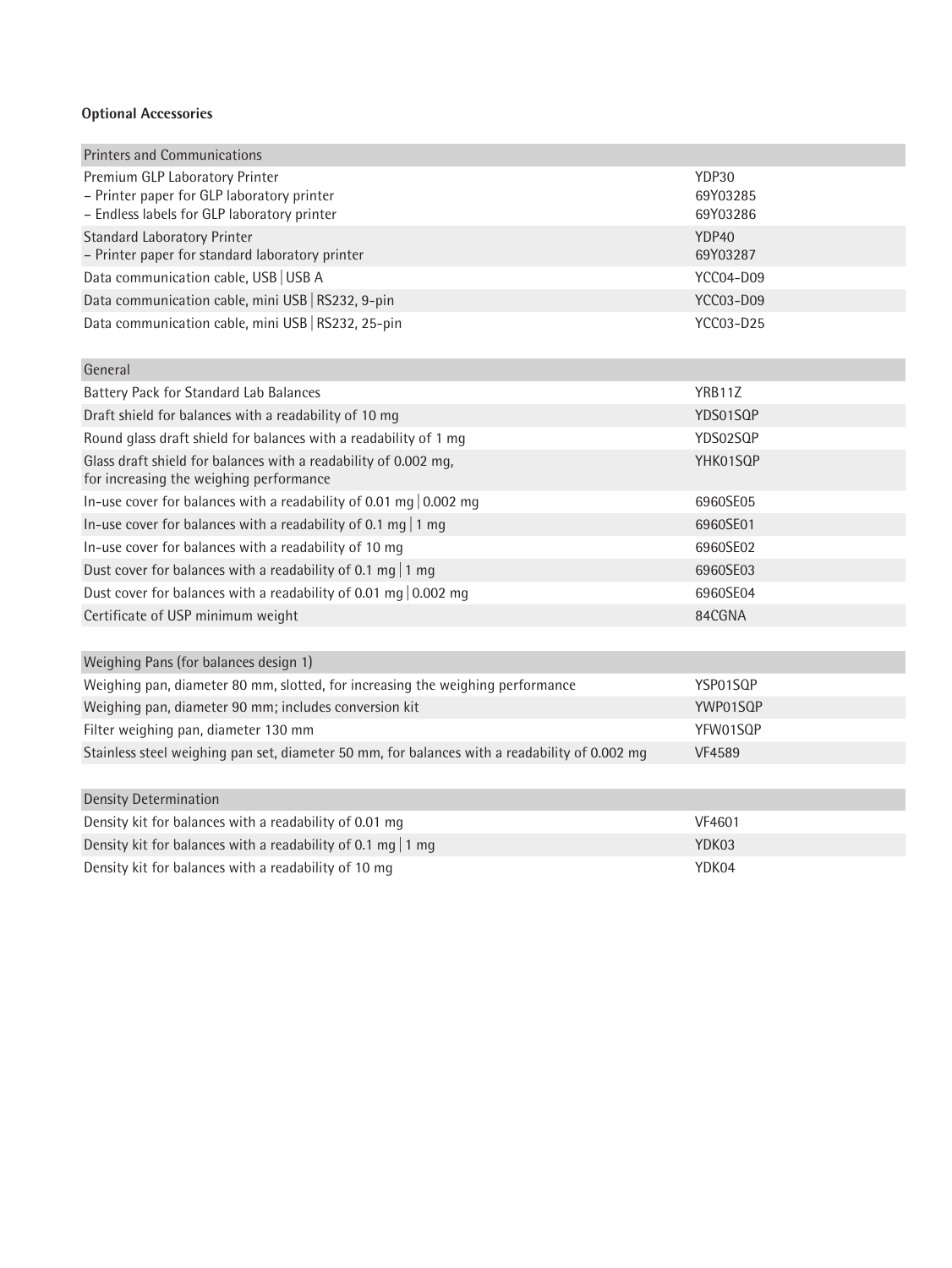**Optional Accessories**

| Printers and Communications | |
|---|---|
| Premium GLP Laboratory Printer<br>– Printer paper for GLP laboratory printer<br>– Endless labels for GLP laboratory printer | YDP30<br>69Y03285<br>69Y03286 |
| Standard Laboratory Printer<br>– Printer paper for standard laboratory printer | YDP40<br>69Y03287 |
| Data communication cable, USB \| USB A | YCC04-D09 |
| Data communication cable, mini USB \| RS232, 9-pin | YCC03-D09 |
| Data communication cable, mini USB \| RS232, 25-pin | YCC03-D25 |

| General | |
|---|---|
| Battery Pack for Standard Lab Balances | YRB11Z |
| Draft shield for balances with a readability of 10 mg | YDS01SQP |
| Round glass draft shield for balances with a readability of 1 mg | YDS02SQP |
| Glass draft shield for balances with a readability of 0.002 mg, for increasing the weighing performance | YHK01SQP |
| In-use cover for balances with a readability of 0.01 mg \| 0.002 mg | 6960SE05 |
| In-use cover for balances with a readability of 0.1 mg \| 1 mg | 6960SE01 |
| In-use cover for balances with a readability of 10 mg | 6960SE02 |
| Dust cover for balances with a readability of 0.1 mg \| 1 mg | 6960SE03 |
| Dust cover for balances with a readability of 0.01 mg \| 0.002 mg | 6960SE04 |
| Certificate of USP minimum weight | 84CGNA |

| Weighing Pans (for balances design 1) | |
|---|---|
| Weighing pan, diameter 80 mm, slotted, for increasing the weighing performance | YSP01SQP |
| Weighing pan, diameter 90 mm; includes conversion kit | YWP01SQP |
| Filter weighing pan, diameter 130 mm | YFW01SQP |
| Stainless steel weighing pan set, diameter 50 mm, for balances with a readability of 0.002 mg | VF4589 |

| Density Determination | |
|---|---|
| Density kit for balances with a readability of 0.01 mg | VF4601 |
| Density kit for balances with a readability of 0.1 mg \| 1 mg | YDK03 |
| Density kit for balances with a readability of 10 mg | YDK04 |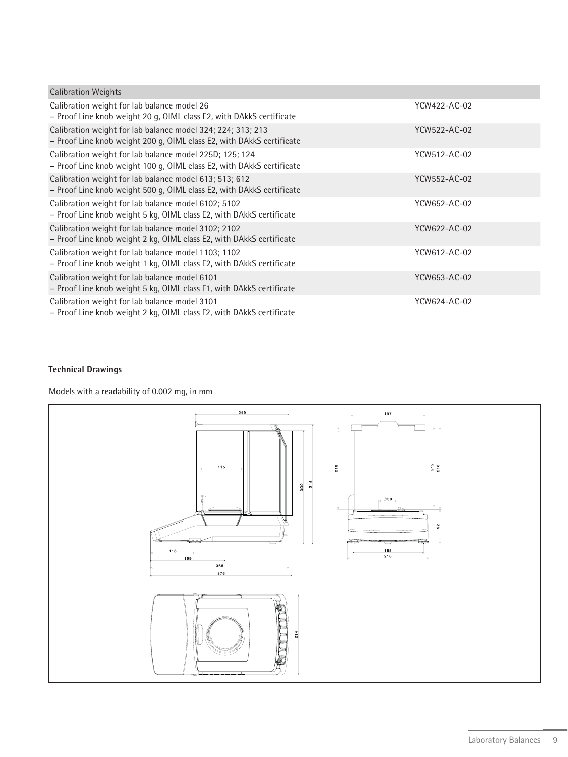| Calibration Weights | |
|---|---|
| Calibration weight for lab balance model 26<br>– Proof Line knob weight 20 g, OIML class E2, with DAkkS certificate | YCW422-AC-02 |
| Calibration weight for lab balance model 324; 224; 313; 213<br>– Proof Line knob weight 200 g, OIML class E2, with DAkkS certificate | YCW522-AC-02 |
| Calibration weight for lab balance model 225D; 125; 124<br>– Proof Line knob weight 100 g, OIML class E2, with DAkkS certificate | YCW512-AC-02 |
| Calibration weight for lab balance model 613; 513; 612<br>– Proof Line knob weight 500 g, OIML class E2, with DAkkS certificate | YCW552-AC-02 |
| Calibration weight for lab balance model 6102; 5102<br>– Proof Line knob weight 5 kg, OIML class E2, with DAkkS certificate | YCW652-AC-02 |
| Calibration weight for lab balance model 3102; 2102<br>– Proof Line knob weight 2 kg, OIML class E2, with DAkkS certificate | YCW622-AC-02 |
| Calibration weight for lab balance model 1103; 1102<br>– Proof Line knob weight 1 kg, OIML class E2, with DAkkS certificate | YCW612-AC-02 |
| Calibration weight for lab balance model 6101<br>– Proof Line knob weight 5 kg, OIML class F1, with DAkkS certificate | YCW653-AC-02 |
| Calibration weight for lab balance model 3101<br>– Proof Line knob weight 2 kg, OIML class F2, with DAkkS certificate | YCW624-AC-02 |

**Technical Drawings**

Models with a readability of 0.002 mg, in mm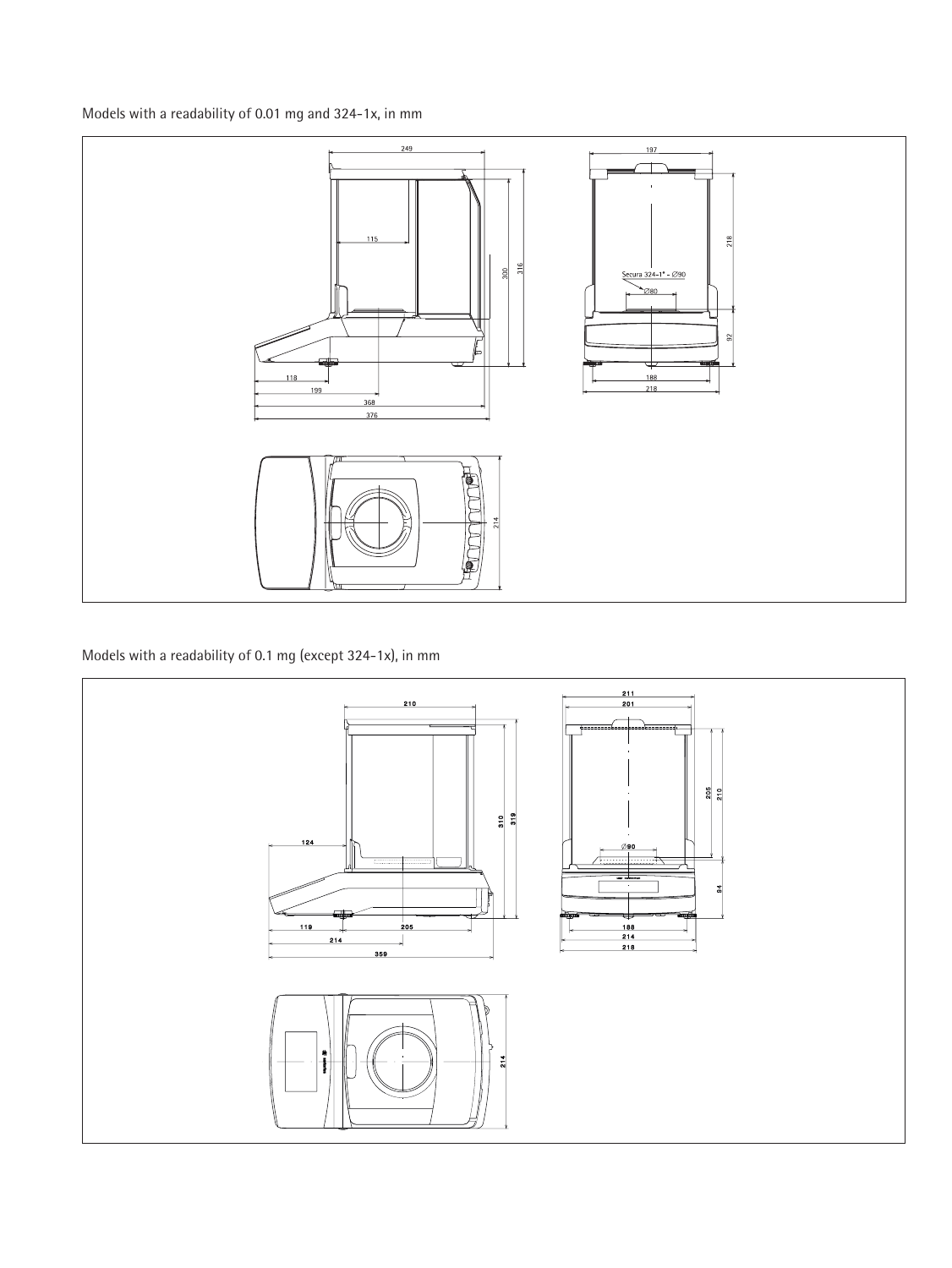Models with a readability of 0.01 mg and 324-1x, in mm

Models with a readability of 0.1 mg (except 324-1x), in mm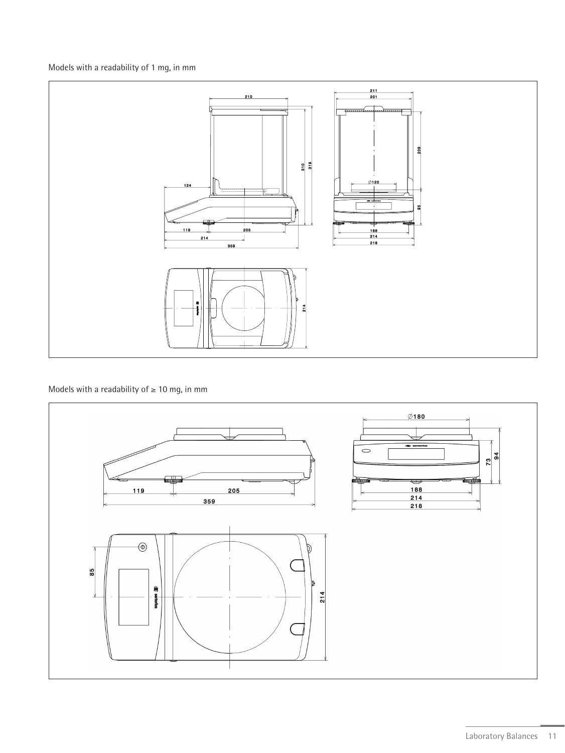Models with a readability of 1 mg, in mm

Models with a readability of ≥ 10 mg, in mm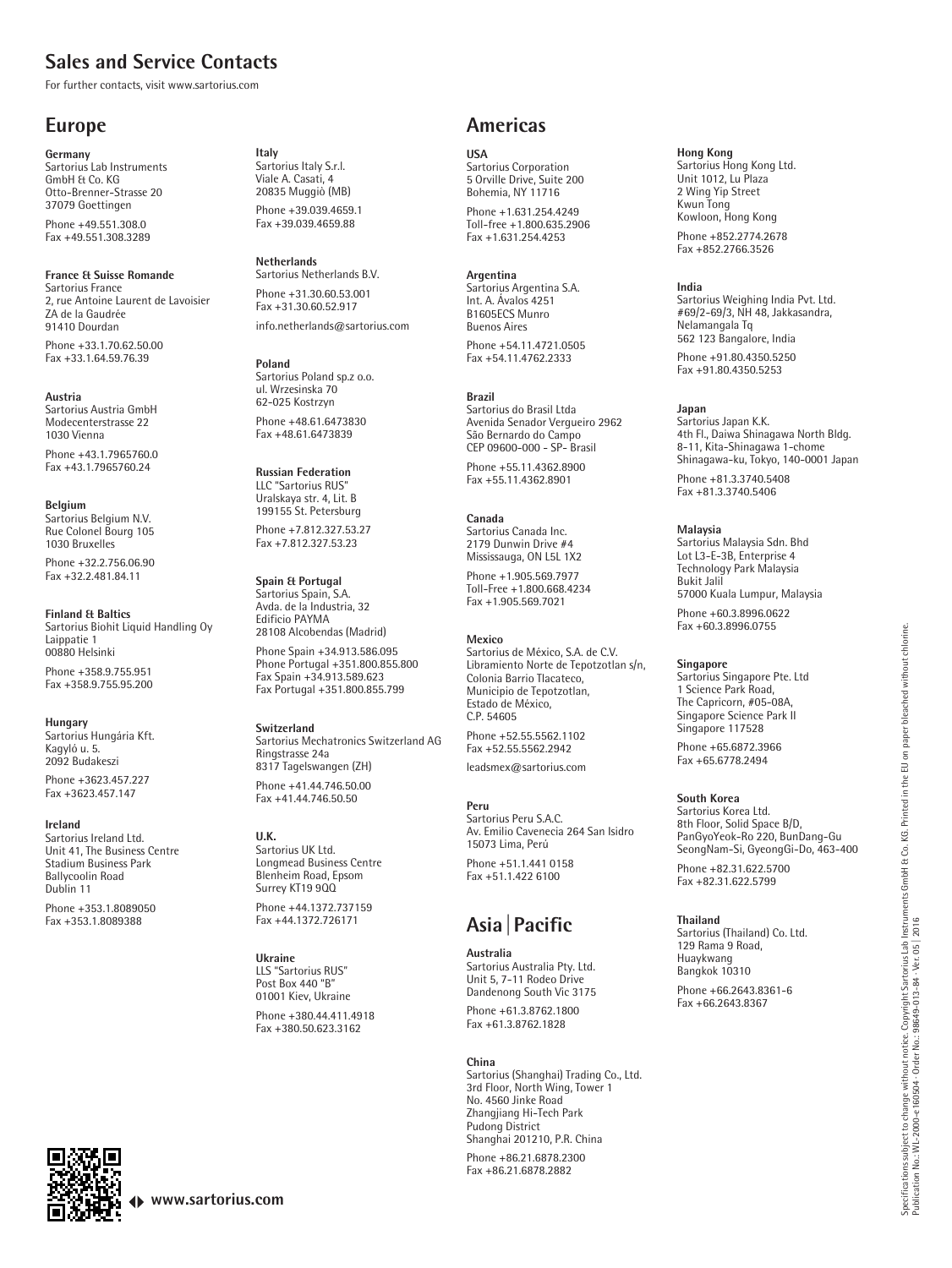# Sales and Service Contacts

For further contacts, visit www.sartorius.com

## Europe

**Germany**
Sartorius Lab Instruments
GmbH & Co. KG
Otto-Brenner-Strasse 20
37079 Goettingen

Phone +49.551.308.0
Fax +49.551.308.3289

**France & Suisse Romande**
Sartorius France
2, rue Antoine Laurent de Lavoisier
ZA de la Gaudrée
91410 Dourdan

Phone +33.1.70.62.50.00
Fax +33.1.64.59.76.39

**Austria**
Sartorius Austria GmbH
Modecenterstrasse 22
1030 Vienna

Phone +43.1.7965760.0
Fax +43.1.7965760.24

**Belgium**
Sartorius Belgium N.V.
Rue Colonel Bourg 105
1030 Bruxelles

Phone +32.2.756.06.90
Fax +32.2.481.84.11

**Finland & Baltics**
Sartorius Biohit Liquid Handling Oy
Laippatie 1
00880 Helsinki

Phone +358.9.755.951
Fax +358.9.755.95.200

**Hungary**
Sartorius Hungária Kft.
Kagyló u. 5.
2092 Budakeszi

Phone +3623.457.227
Fax +3623.457.147

**Ireland**
Sartorius Ireland Ltd.
Unit 41, The Business Centre
Stadium Business Park
Ballycoolin Road
Dublin 11

Phone +353.1.8089050
Fax +353.1.8089388

**Italy**
Sartorius Italy S.r.l.
Viale A. Casati, 4
20835 Muggiò (MB)

Phone +39.039.4659.1
Fax +39.039.4659.88

**Netherlands**
Sartorius Netherlands B.V.

Phone +31.30.60.53.001
Fax +31.30.60.52.917

info.netherlands@sartorius.com

**Poland**
Sartorius Poland sp.z o.o.
ul. Wrzesinska 70
62-025 Kostrzyn

Phone +48.61.6473830
Fax +48.61.6473839

**Russian Federation**
LLC "Sartorius RUS"
Uralskaya str. 4, Lit. B
199155 St. Petersburg

Phone +7.812.327.53.27
Fax +7.812.327.53.23

**Spain & Portugal**
Sartorius Spain, S.A.
Avda. de la Industria, 32
Edificio PAYMA
28108 Alcobendas (Madrid)

Phone Spain +34.913.586.095
Phone Portugal +351.800.855.800
Fax Spain +34.913.589.623
Fax Portugal +351.800.855.799

**Switzerland**
Sartorius Mechatronics Switzerland AG
Ringstrasse 24a
8317 Tagelswangen (ZH)

Phone +41.44.746.50.00
Fax +41.44.746.50.50

**U.K.**
Sartorius UK Ltd.
Longmead Business Centre
Blenheim Road, Epsom
Surrey KT19 9QQ

Phone +44.1372.737159
Fax +44.1372.726171

**Ukraine**
LLS "Sartorius RUS"
Post Box 440 "B"
01001 Kiev, Ukraine

Phone +380.44.411.4918
Fax +380.50.623.3162

## Americas

**USA**
Sartorius Corporation
5 Orville Drive, Suite 200
Bohemia, NY 11716

Phone +1.631.254.4249
Toll-free +1.800.635.2906
Fax +1.631.254.4253

**Argentina**
Sartorius Argentina S.A.
Int. A. Ávalos 4251
B1605ECS Munro
Buenos Aires

Phone +54.11.4721.0505
Fax +54.11.4762.2333

**Brazil**
Sartorius do Brasil Ltda
Avenida Senador Vergueiro 2962
São Bernardo do Campo
CEP 09600-000 - SP- Brasil

Phone +55.11.4362.8900
Fax +55.11.4362.8901

**Canada**
Sartorius Canada Inc.
2179 Dunwin Drive #4
Mississauga, ON L5L 1X2

Phone +1.905.569.7977
Toll-Free +1.800.668.4234
Fax +1.905.569.7021

**Mexico**
Sartorius de México, S.A. de C.V.
Libramiento Norte de Tepotzotlan s/n,
Colonia Barrio Tlacateco,
Municipio de Tepotzotlan,
Estado de México,
C.P. 54605

Phone +52.55.5562.1102
Fax +52.55.5562.2942

leadsmex@sartorius.com

**Peru**
Sartorius Peru S.A.C.
Av. Emilio Cavenecia 264 San Isidro
15073 Lima, Perú

Phone +51.1.441 0158
Fax +51.1.422 6100

## Asia | Pacific

**Australia**
Sartorius Australia Pty. Ltd.
Unit 5, 7-11 Rodeo Drive
Dandenong South Vic 3175

Phone +61.3.8762.1800
Fax +61.3.8762.1828

**China**
Sartorius (Shanghai) Trading Co., Ltd.
3rd Floor, North Wing, Tower 1
No. 4560 Jinke Road
Zhangjiang Hi-Tech Park
Pudong District
Shanghai 201210, P.R. China

Phone +86.21.6878.2300
Fax +86.21.6878.2882

**Hong Kong**
Sartorius Hong Kong Ltd.
Unit 1012, Lu Plaza
2 Wing Yip Street
Kwun Tong
Kowloon, Hong Kong

Phone +852.2774.2678
Fax +852.2766.3526

**India**
Sartorius Weighing India Pvt. Ltd.
#69/2-69/3, NH 48, Jakkasandra,
Nelamangala Tq
562 123 Bangalore, India

Phone +91.80.4350.5250
Fax +91.80.4350.5253

**Japan**
Sartorius Japan K.K.
4th Fl., Daiwa Shinagawa North Bldg.
8-11, Kita-Shinagawa 1-chome
Shinagawa-ku, Tokyo, 140-0001 Japan

Phone +81.3.3740.5408
Fax +81.3.3740.5406

**Malaysia**
Sartorius Malaysia Sdn. Bhd
Lot L3-E-3B, Enterprise 4
Technology Park Malaysia
Bukit Jalil
57000 Kuala Lumpur, Malaysia

Phone +60.3.8996.0622
Fax +60.3.8996.0755

**Singapore**
Sartorius Singapore Pte. Ltd
1 Science Park Road,
The Capricorn, #05-08A,
Singapore Science Park II
Singapore 117528

Phone +65.6872.3966
Fax +65.6778.2494

**South Korea**
Sartorius Korea Ltd.
8th Floor, Solid Space B/D,
PanGyoYeok-Ro 220, BunDang-Gu
SeongNam-Si, GyeongGi-Do, 463-400

Phone +82.31.622.5700
Fax +82.31.622.5799

**Thailand**
Sartorius (Thailand) Co. Ltd.
129 Rama 9 Road,
Huaykwang
Bangkok 10310

Phone +66.2643.8361-6
Fax +66.2643.8367

www.sartorius.com

Specifications subject to change without notice. Copyright Sartorius Lab Instruments GmbH & Co. KG. Printed in the EU on paper bleached without chlorine.
Publication No.: WL-2000-e160504 · Order No.: 98649-013-84 · Ver. 05 | 2016